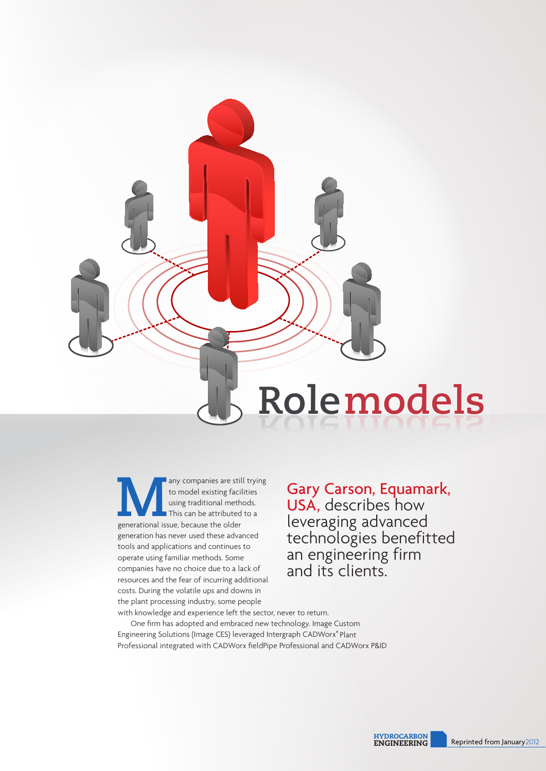# Role models

**Gary Carson, Equamark, USA, describes how leveraging advanced technologies benefitted an engineering firm and its clients.**

Many companies are still trying to model existing facilities using traditional methods. This can be attributed to a generational issue, because the older generation has never used these advanced tools and applications and continues to operate using familiar methods. Some companies have no choice due to a lack of resources and the fear of incurring additional costs. During the volatile ups and downs in the plant processing industry, some people with knowledge and experience left the sector, never to return.

One firm has adopted and embraced new technology. Image Custom Engineering Solutions (Image CES) leveraged Intergraph CADWorx® Plant Professional integrated with CADWorx fieldPipe Professional and CADWorx P&ID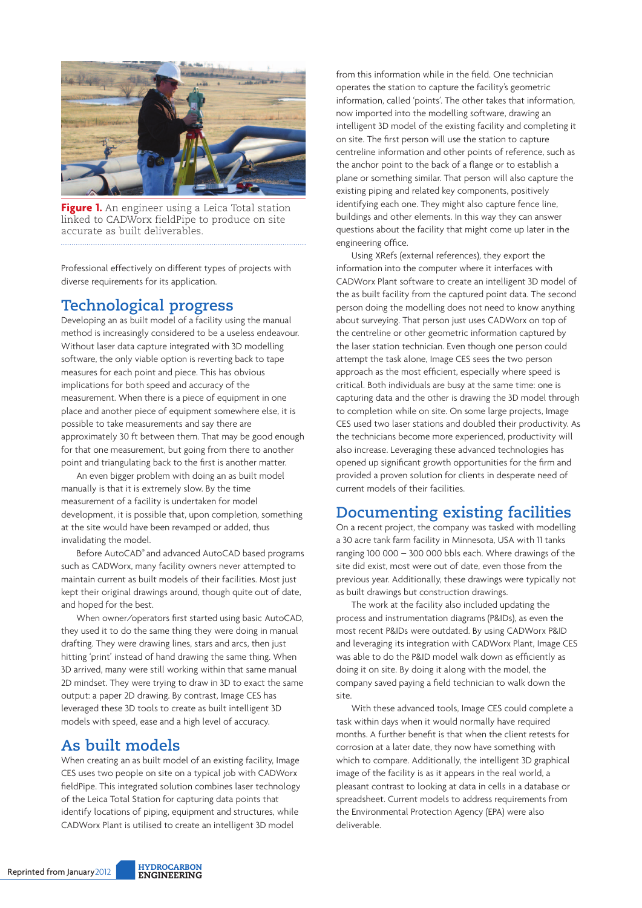**Figure 1.** An engineer using a Leica Total station linked to CADWorx fieldPipe to produce on site accurate as built deliverables.

Professional effectively on different types of projects with diverse requirements for its application.

## Technological progress

Developing an as built model of a facility using the manual method is increasingly considered to be a useless endeavour. Without laser data capture integrated with 3D modelling software, the only viable option is reverting back to tape measures for each point and piece. This has obvious implications for both speed and accuracy of the measurement. When there is a piece of equipment in one place and another piece of equipment somewhere else, it is possible to take measurements and say there are approximately 30 ft between them. That may be good enough for that one measurement, but going from there to another point and triangulating back to the first is another matter.

An even bigger problem with doing an as built model manually is that it is extremely slow. By the time measurement of a facility is undertaken for model development, it is possible that, upon completion, something at the site would have been revamped or added, thus invalidating the model.

Before AutoCAD® and advanced AutoCAD based programs such as CADWorx, many facility owners never attempted to maintain current as built models of their facilities. Most just kept their original drawings around, though quite out of date, and hoped for the best.

When owner/operators first started using basic AutoCAD, they used it to do the same thing they were doing in manual drafting. They were drawing lines, stars and arcs, then just hitting 'print' instead of hand drawing the same thing. When 3D arrived, many were still working within that same manual 2D mindset. They were trying to draw in 3D to exact the same output: a paper 2D drawing. By contrast, Image CES has leveraged these 3D tools to create as built intelligent 3D models with speed, ease and a high level of accuracy.

## As built models

When creating an as built model of an existing facility, Image CES uses two people on site on a typical job with CADWorx fieldPipe. This integrated solution combines laser technology of the Leica Total Station for capturing data points that identify locations of piping, equipment and structures, while CADWorx Plant is utilised to create an intelligent 3D model from this information while in the field. One technician operates the station to capture the facility's geometric information, called 'points'. The other takes that information, now imported into the modelling software, drawing an intelligent 3D model of the existing facility and completing it on site. The first person will use the station to capture centreline information and other points of reference, such as the anchor point to the back of a flange or to establish a plane or something similar. That person will also capture the existing piping and related key components, positively identifying each one. They might also capture fence line, buildings and other elements. In this way they can answer questions about the facility that might come up later in the engineering office.

Using XRefs (external references), they export the information into the computer where it interfaces with CADWorx Plant software to create an intelligent 3D model of the as built facility from the captured point data. The second person doing the modelling does not need to know anything about surveying. That person just uses CADWorx on top of the centreline or other geometric information captured by the laser station technician. Even though one person could attempt the task alone, Image CES sees the two person approach as the most efficient, especially where speed is critical. Both individuals are busy at the same time: one is capturing data and the other is drawing the 3D model through to completion while on site. On some large projects, Image CES used two laser stations and doubled their productivity. As the technicians become more experienced, productivity will also increase. Leveraging these advanced technologies has opened up significant growth opportunities for the firm and provided a proven solution for clients in desperate need of current models of their facilities.

## Documenting existing facilities

On a recent project, the company was tasked with modelling a 30 acre tank farm facility in Minnesota, USA with 11 tanks ranging 100 000 – 300 000 bbls each. Where drawings of the site did exist, most were out of date, even those from the previous year. Additionally, these drawings were typically not as built drawings but construction drawings.

The work at the facility also included updating the process and instrumentation diagrams (P&IDs), as even the most recent P&IDs were outdated. By using CADWorx P&ID and leveraging its integration with CADWorx Plant, Image CES was able to do the P&ID model walk down as efficiently as doing it on site. By doing it along with the model, the company saved paying a field technician to walk down the site.

With these advanced tools, Image CES could complete a task within days when it would normally have required months. A further benefit is that when the client retests for corrosion at a later date, they now have something with which to compare. Additionally, the intelligent 3D graphical image of the facility is as it appears in the real world, a pleasant contrast to looking at data in cells in a database or spreadsheet. Current models to address requirements from the Environmental Protection Agency (EPA) were also deliverable.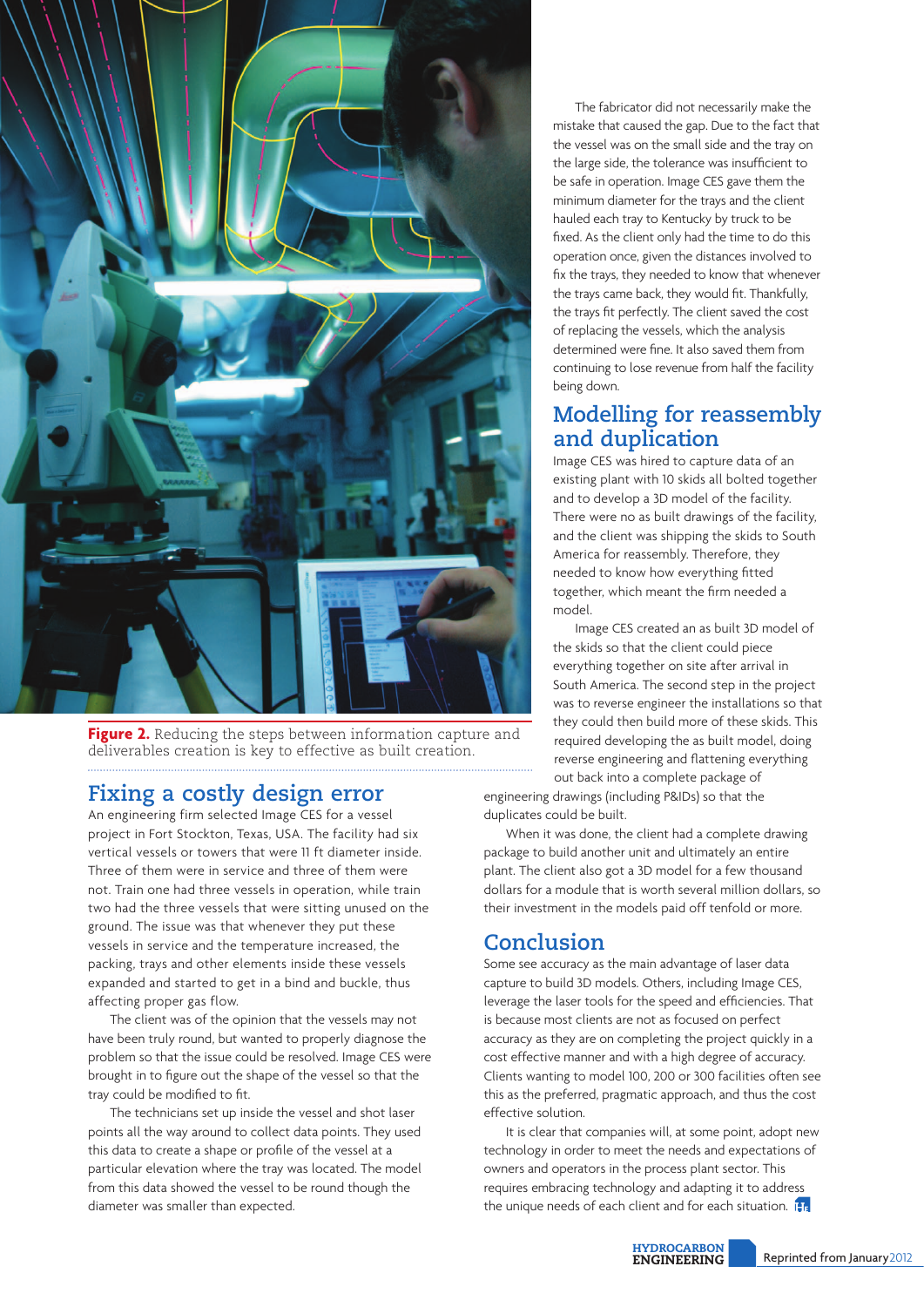Figure 2. Reducing the steps between information capture and deliverables creation is key to effective as built creation.

## Fixing a costly design error

An engineering firm selected Image CES for a vessel project in Fort Stockton, Texas, USA. The facility had six vertical vessels or towers that were 11 ft diameter inside. Three of them were in service and three of them were not. Train one had three vessels in operation, while train two had the three vessels that were sitting unused on the ground. The issue was that whenever they put these vessels in service and the temperature increased, the packing, trays and other elements inside these vessels expanded and started to get in a bind and buckle, thus affecting proper gas flow.

The client was of the opinion that the vessels may not have been truly round, but wanted to properly diagnose the problem so that the issue could be resolved. Image CES were brought in to figure out the shape of the vessel so that the tray could be modified to fit.

The technicians set up inside the vessel and shot laser points all the way around to collect data points. They used this data to create a shape or profile of the vessel at a particular elevation where the tray was located. The model from this data showed the vessel to be round though the diameter was smaller than expected.

The fabricator did not necessarily make the mistake that caused the gap. Due to the fact that the vessel was on the small side and the tray on the large side, the tolerance was insufficient to be safe in operation. Image CES gave them the minimum diameter for the trays and the client hauled each tray to Kentucky by truck to be fixed. As the client only had the time to do this operation once, given the distances involved to fix the trays, they needed to know that whenever the trays came back, they would fit. Thankfully, the trays fit perfectly. The client saved the cost of replacing the vessels, which the analysis determined were fine. It also saved them from continuing to lose revenue from half the facility being down.

## Modelling for reassembly and duplication

Image CES was hired to capture data of an existing plant with 10 skids all bolted together and to develop a 3D model of the facility. There were no as built drawings of the facility, and the client was shipping the skids to South America for reassembly. Therefore, they needed to know how everything fitted together, which meant the firm needed a model.

Image CES created an as built 3D model of the skids so that the client could piece everything together on site after arrival in South America. The second step in the project was to reverse engineer the installations so that they could then build more of these skids. This required developing the as built model, doing reverse engineering and flattening everything out back into a complete package of engineering drawings (including P&IDs) so that the duplicates could be built.

When it was done, the client had a complete drawing package to build another unit and ultimately an entire plant. The client also got a 3D model for a few thousand dollars for a module that is worth several million dollars, so their investment in the models paid off tenfold or more.

## Conclusion

Some see accuracy as the main advantage of laser data capture to build 3D models. Others, including Image CES, leverage the laser tools for the speed and efficiencies. That is because most clients are not as focused on perfect accuracy as they are on completing the project quickly in a cost effective manner and with a high degree of accuracy. Clients wanting to model 100, 200 or 300 facilities often see this as the preferred, pragmatic approach, and thus the cost effective solution.

It is clear that companies will, at some point, adopt new technology in order to meet the needs and expectations of owners and operators in the process plant sector. This requires embracing technology and adapting it to address the unique needs of each client and for each situation.